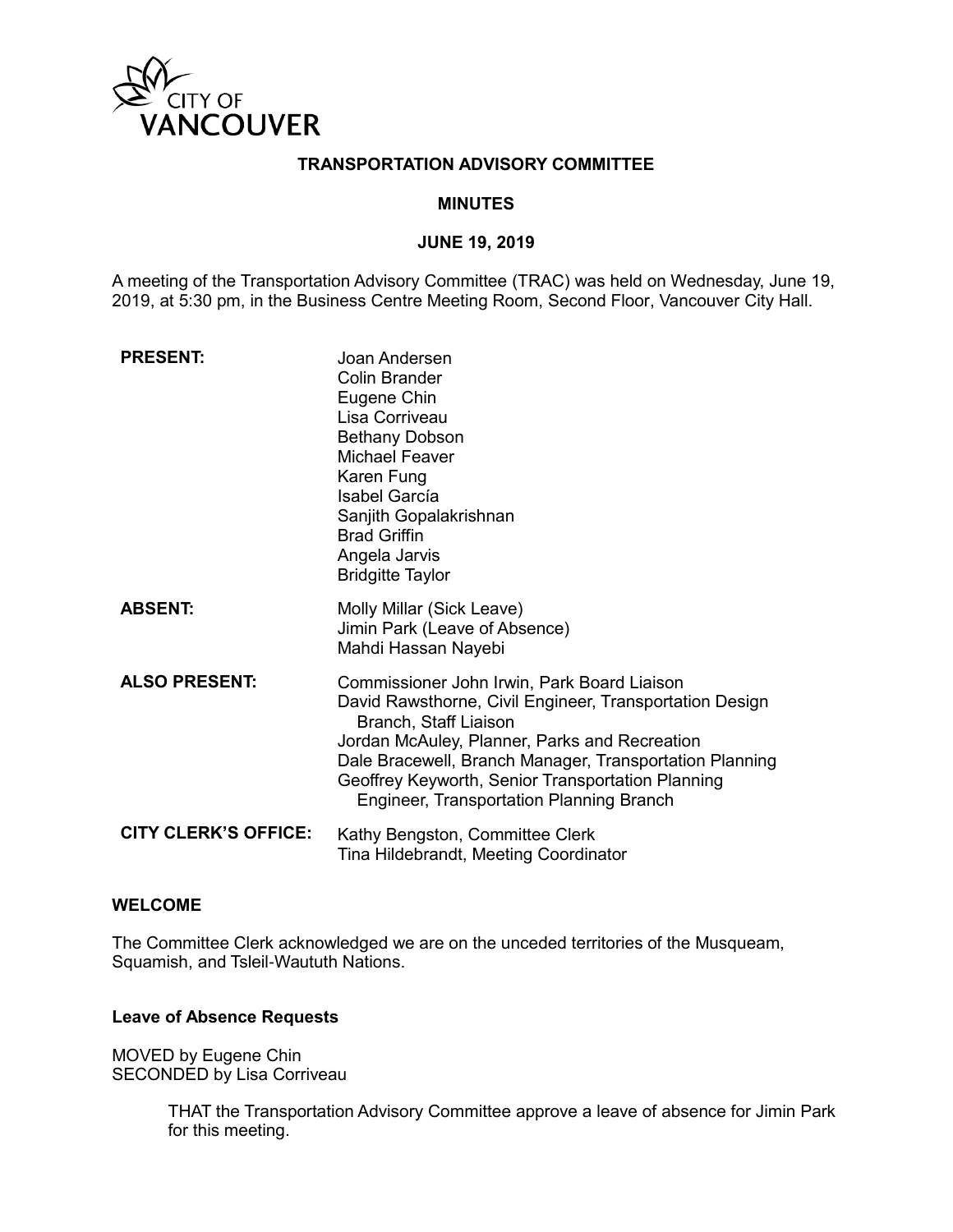CITY OF VANCOUVER

**TRANSPORTATION ADVISORY COMMITTEE**

**MINUTES**

**JUNE 19, 2019**

A meeting of the Transportation Advisory Committee (TRAC) was held on Wednesday, June 19, 2019, at 5:30 pm, in the Business Centre Meeting Room, Second Floor, Vancouver City Hall.

| | |
|---|---|
| **PRESENT:** | Joan Andersen<br>Colin Brander<br>Eugene Chin<br>Lisa Corriveau<br>Bethany Dobson<br>Michael Feaver<br>Karen Fung<br>Isabel García<br>Sanjith Gopalakrishnan<br>Brad Griffin<br>Angela Jarvis<br>Bridgitte Taylor |
| **ABSENT:** | Molly Millar (Sick Leave)<br>Jimin Park (Leave of Absence)<br>Mahdi Hassan Nayebi |
| **ALSO PRESENT:** | Commissioner John Irwin, Park Board Liaison<br>David Rawsthorne, Civil Engineer, Transportation Design Branch, Staff Liaison<br>Jordan McAuley, Planner, Parks and Recreation<br>Dale Bracewell, Branch Manager, Transportation Planning<br>Geoffrey Keyworth, Senior Transportation Planning Engineer, Transportation Planning Branch |
| **CITY CLERK'S OFFICE:** | Kathy Bengston, Committee Clerk<br>Tina Hildebrandt, Meeting Coordinator |

### WELCOME

The Committee Clerk acknowledged we are on the unceded territories of the Musqueam, Squamish, and Tsleil-Waututh Nations.

#### Leave of Absence Requests

MOVED by Eugene Chin
SECONDED by Lisa Corriveau

> THAT the Transportation Advisory Committee approve a leave of absence for Jimin Park for this meeting.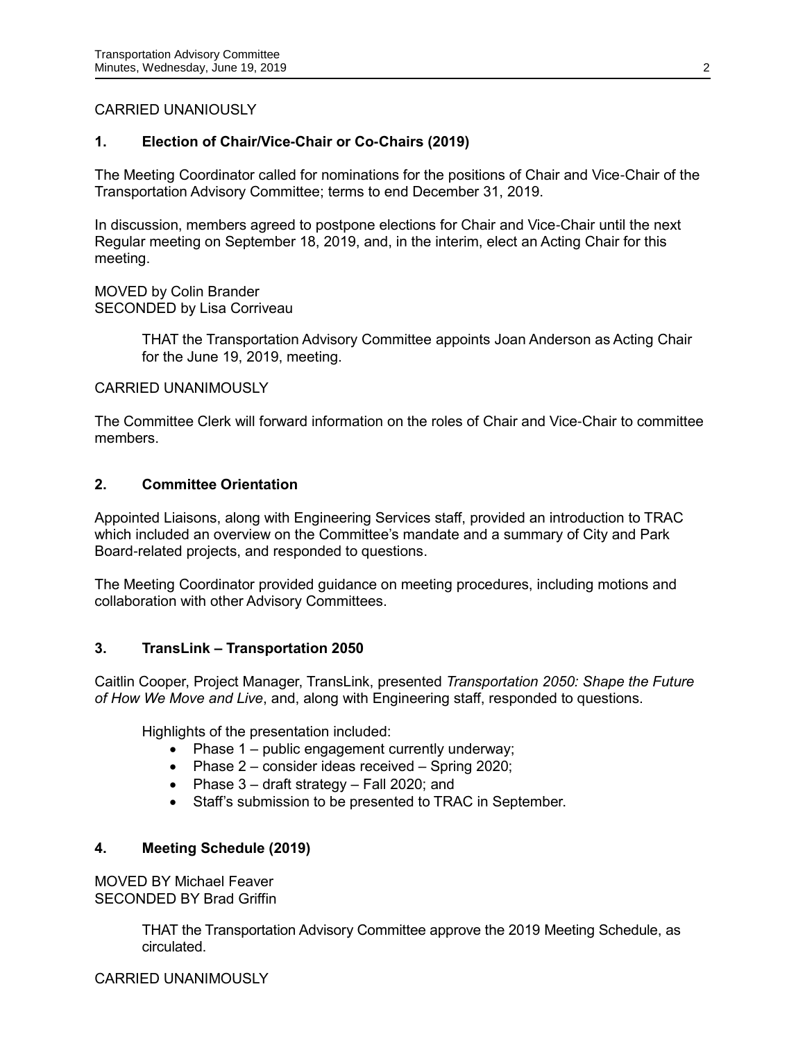CARRIED UNANIOUSLY

## 1. Election of Chair/Vice-Chair or Co-Chairs (2019)

The Meeting Coordinator called for nominations for the positions of Chair and Vice-Chair of the Transportation Advisory Committee; terms to end December 31, 2019.

In discussion, members agreed to postpone elections for Chair and Vice-Chair until the next Regular meeting on September 18, 2019, and, in the interim, elect an Acting Chair for this meeting.

MOVED by Colin Brander
SECONDED by Lisa Corriveau

> THAT the Transportation Advisory Committee appoints Joan Anderson as Acting Chair for the June 19, 2019, meeting.

CARRIED UNANIMOUSLY

The Committee Clerk will forward information on the roles of Chair and Vice-Chair to committee members.

## 2. Committee Orientation

Appointed Liaisons, along with Engineering Services staff, provided an introduction to TRAC which included an overview on the Committee's mandate and a summary of City and Park Board-related projects, and responded to questions.

The Meeting Coordinator provided guidance on meeting procedures, including motions and collaboration with other Advisory Committees.

## 3. TransLink – Transportation 2050

Caitlin Cooper, Project Manager, TransLink, presented *Transportation 2050: Shape the Future of How We Move and Live*, and, along with Engineering staff, responded to questions.

Highlights of the presentation included:

- Phase 1 – public engagement currently underway;
- Phase 2 – consider ideas received – Spring 2020;
- Phase 3 – draft strategy – Fall 2020; and
- Staff's submission to be presented to TRAC in September.

## 4. Meeting Schedule (2019)

MOVED BY Michael Feaver
SECONDED BY Brad Griffin

> THAT the Transportation Advisory Committee approve the 2019 Meeting Schedule, as circulated.

CARRIED UNANIMOUSLY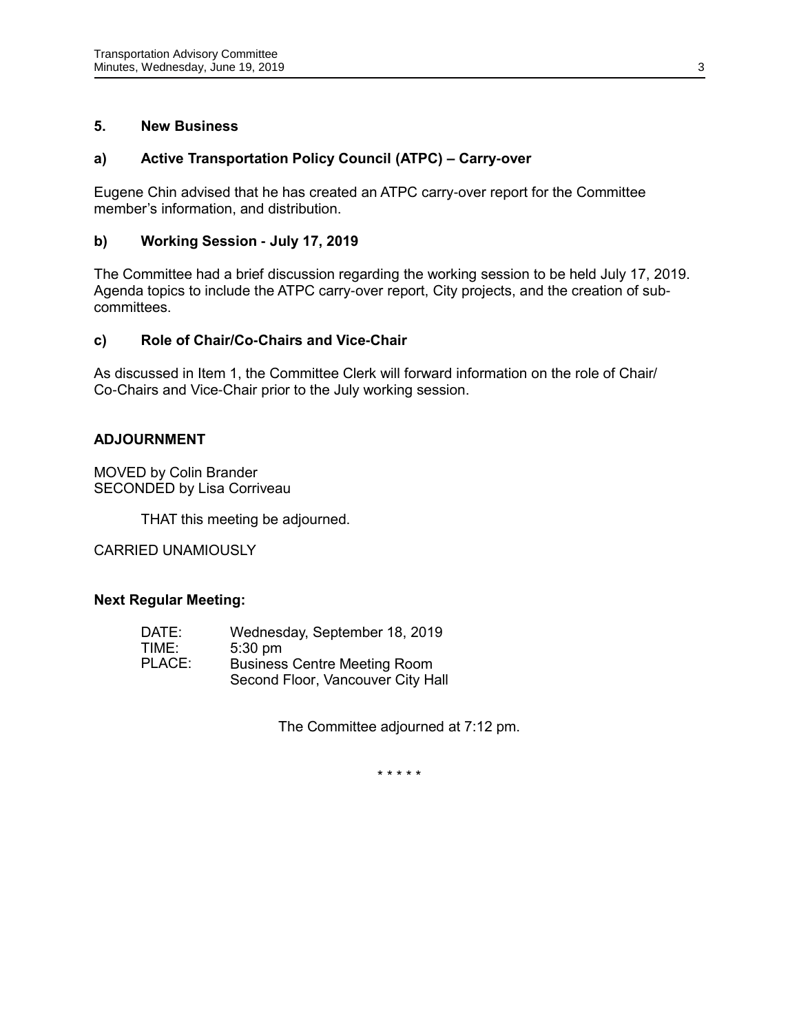## 5. New Business

### a) Active Transportation Policy Council (ATPC) – Carry-over

Eugene Chin advised that he has created an ATPC carry-over report for the Committee member's information, and distribution.

### b) Working Session - July 17, 2019

The Committee had a brief discussion regarding the working session to be held July 17, 2019. Agenda topics to include the ATPC carry-over report, City projects, and the creation of sub-committees.

### c) Role of Chair/Co-Chairs and Vice-Chair

As discussed in Item 1, the Committee Clerk will forward information on the role of Chair/ Co-Chairs and Vice-Chair prior to the July working session.

## ADJOURNMENT

MOVED by Colin Brander
SECONDED by Lisa Corriveau

> THAT this meeting be adjourned.

CARRIED UNAMIOUSLY

**Next Regular Meeting:**

| | |
|---|---|
| DATE: | Wednesday, September 18, 2019 |
| TIME: | 5:30 pm |
| PLACE: | Business Centre Meeting Room<br>Second Floor, Vancouver City Hall |

The Committee adjourned at 7:12 pm.

\* \* \* \* \*